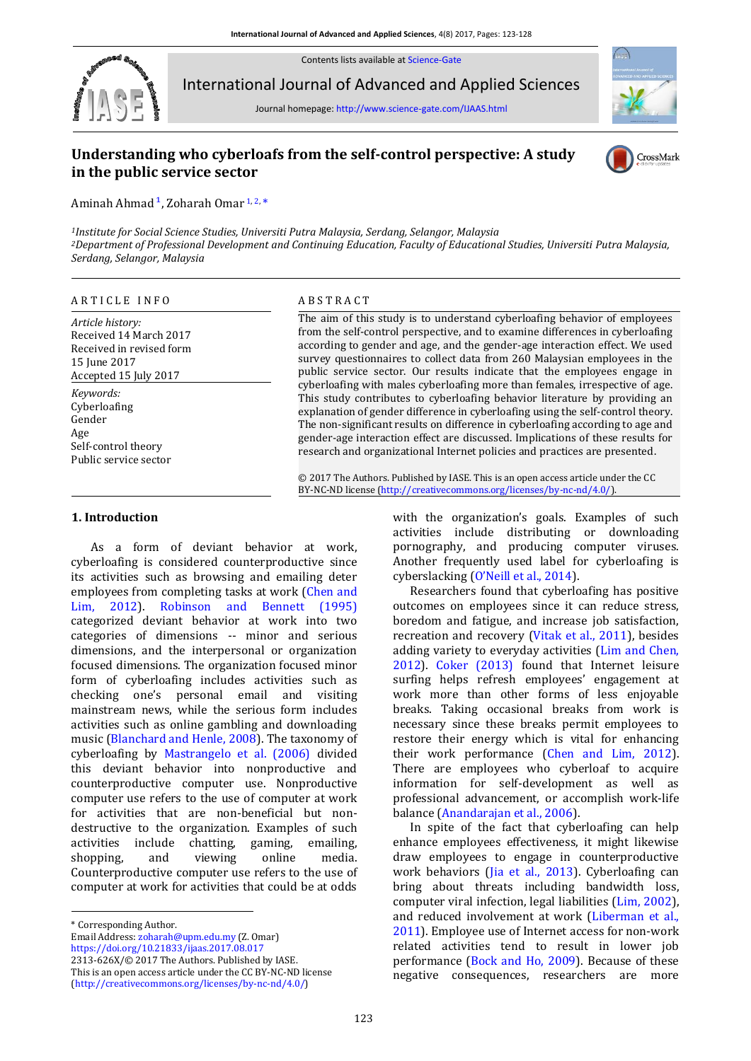Contents lists available at Science-Gate

International Journal of Advanced and Applied Sciences

Journal homepage: http://www.science-gate.com/IJAAS.html

# Understanding who cyberloafs from the self-control perspective: A study in the public service sector

Aminah Ahmad [1], Zoharah Omar [1, 2, *]

[1]*Institute for Social Science Studies, Universiti Putra Malaysia, Serdang, Selangor, Malaysia*
[2]*Department of Professional Development and Continuing Education, Faculty of Educational Studies, Universiti Putra Malaysia, Serdang, Selangor, Malaysia*

## ARTICLE INFO

*Article history:*
Received 14 March 2017
Received in revised form
15 June 2017
Accepted 15 July 2017

*Keywords:*
Cyberloafing
Gender
Age
Self-control theory
Public service sector

## ABSTRACT

The aim of this study is to understand cyberloafing behavior of employees from the self-control perspective, and to examine differences in cyberloafing according to gender and age, and the gender-age interaction effect. We used survey questionnaires to collect data from 260 Malaysian employees in the public service sector. Our results indicate that the employees engage in cyberloafing with males cyberloafing more than females, irrespective of age. This study contributes to cyberloafing behavior literature by providing an explanation of gender difference in cyberloafing using the self-control theory. The non-significant results on difference in cyberloafing according to age and gender-age interaction effect are discussed. Implications of these results for research and organizational Internet policies and practices are presented.

© 2017 The Authors. Published by IASE. This is an open access article under the CC BY-NC-ND license (http://creativecommons.org/licenses/by-nc-nd/4.0/).

## 1. Introduction

As a form of deviant behavior at work, cyberloafing is considered counterproductive since its activities such as browsing and emailing deter employees from completing tasks at work (Chen and Lim, 2012). Robinson and Bennett (1995) categorized deviant behavior at work into two categories of dimensions -- minor and serious dimensions, and the interpersonal or organization focused dimensions. The organization focused minor form of cyberloafing includes activities such as checking one's personal email and visiting mainstream news, while the serious form includes activities such as online gambling and downloading music (Blanchard and Henle, 2008). The taxonomy of cyberloafing by Mastrangelo et al. (2006) divided this deviant behavior into nonproductive and counterproductive computer use. Nonproductive computer use refers to the use of computer at work for activities that are non-beneficial but non-destructive to the organization. Examples of such activities include chatting, gaming, emailing, shopping, and viewing online media. Counterproductive computer use refers to the use of computer at work for activities that could be at odds with the organization's goals. Examples of such activities include distributing or downloading pornography, and producing computer viruses. Another frequently used label for cyberloafing is cyberslacking (O'Neill et al., 2014).

Researchers found that cyberloafing has positive outcomes on employees since it can reduce stress, boredom and fatigue, and increase job satisfaction, recreation and recovery (Vitak et al., 2011), besides adding variety to everyday activities (Lim and Chen, 2012). Coker (2013) found that Internet leisure surfing helps refresh employees' engagement at work more than other forms of less enjoyable breaks. Taking occasional breaks from work is necessary since these breaks permit employees to restore their energy which is vital for enhancing their work performance (Chen and Lim, 2012). There are employees who cyberloaf to acquire information for self-development as well as professional advancement, or accomplish work-life balance (Anandarajan et al., 2006).

In spite of the fact that cyberloafing can help enhance employees effectiveness, it might likewise draw employees to engage in counterproductive work behaviors (Jia et al., 2013). Cyberloafing can bring about threats including bandwidth loss, computer viral infection, legal liabilities (Lim, 2002), and reduced involvement at work (Liberman et al., 2011). Employee use of Internet access for non-work related activities tend to result in lower job performance (Bock and Ho, 2009). Because of these negative consequences, researchers are more

---

* Corresponding Author.
Email Address: zoharah@upm.edu.my (Z. Omar)
https://doi.org/10.21833/ijaas.2017.08.017
2313-626X/© 2017 The Authors. Published by IASE.
This is an open access article under the CC BY-NC-ND license (http://creativecommons.org/licenses/by-nc-nd/4.0/)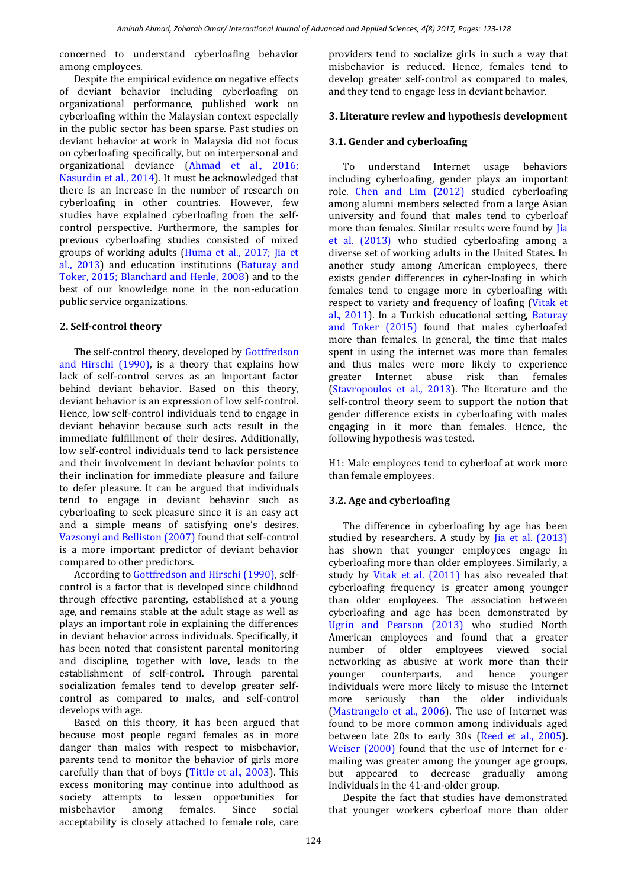concerned to understand cyberloafing behavior among employees.

Despite the empirical evidence on negative effects of deviant behavior including cyberloafing on organizational performance, published work on cyberloafing within the Malaysian context especially in the public sector has been sparse. Past studies on deviant behavior at work in Malaysia did not focus on cyberloafing specifically, but on interpersonal and organizational deviance (Ahmad et al., 2016; Nasurdin et al., 2014). It must be acknowledged that there is an increase in the number of research on cyberloafing in other countries. However, few studies have explained cyberloafing from the self-control perspective. Furthermore, the samples for previous cyberloafing studies consisted of mixed groups of working adults (Huma et al., 2017; Jia et al., 2013) and education institutions (Baturay and Toker, 2015; Blanchard and Henle, 2008) and to the best of our knowledge none in the non-education public service organizations.

## 2. Self-control theory

The self-control theory, developed by Gottfredson and Hirschi (1990), is a theory that explains how lack of self-control serves as an important factor behind deviant behavior. Based on this theory, deviant behavior is an expression of low self-control. Hence, low self-control individuals tend to engage in deviant behavior because such acts result in the immediate fulfillment of their desires. Additionally, low self-control individuals tend to lack persistence and their involvement in deviant behavior points to their inclination for immediate pleasure and failure to defer pleasure. It can be argued that individuals tend to engage in deviant behavior such as cyberloafing to seek pleasure since it is an easy act and a simple means of satisfying one's desires. Vazsonyi and Belliston (2007) found that self-control is a more important predictor of deviant behavior compared to other predictors.

According to Gottfredson and Hirschi (1990), self-control is a factor that is developed since childhood through effective parenting, established at a young age, and remains stable at the adult stage as well as plays an important role in explaining the differences in deviant behavior across individuals. Specifically, it has been noted that consistent parental monitoring and discipline, together with love, leads to the establishment of self-control. Through parental socialization females tend to develop greater self-control as compared to males, and self-control develops with age.

Based on this theory, it has been argued that because most people regard females as in more danger than males with respect to misbehavior, parents tend to monitor the behavior of girls more carefully than that of boys (Tittle et al., 2003). This excess monitoring may continue into adulthood as society attempts to lessen opportunities for misbehavior among females. Since social acceptability is closely attached to female role, care providers tend to socialize girls in such a way that misbehavior is reduced. Hence, females tend to develop greater self-control as compared to males, and they tend to engage less in deviant behavior.

## 3. Literature review and hypothesis development

### 3.1. Gender and cyberloafing

To understand Internet usage behaviors including cyberloafing, gender plays an important role. Chen and Lim (2012) studied cyberloafing among alumni members selected from a large Asian university and found that males tend to cyberloaf more than females. Similar results were found by Jia et al. (2013) who studied cyberloafing among a diverse set of working adults in the United States. In another study among American employees, there exists gender differences in cyber-loafing in which females tend to engage more in cyberloafing with respect to variety and frequency of loafing (Vitak et al., 2011). In a Turkish educational setting, Baturay and Toker (2015) found that males cyberloafed more than females. In general, the time that males spent in using the internet was more than females and thus males were more likely to experience greater Internet abuse risk than females (Stavropoulos et al., 2013). The literature and the self-control theory seem to support the notion that gender difference exists in cyberloafing with males engaging in it more than females. Hence, the following hypothesis was tested.

H1: Male employees tend to cyberloaf at work more than female employees.

### 3.2. Age and cyberloafing

The difference in cyberloafing by age has been studied by researchers. A study by Jia et al. (2013) has shown that younger employees engage in cyberloafing more than older employees. Similarly, a study by Vitak et al. (2011) has also revealed that cyberloafing frequency is greater among younger than older employees. The association between cyberloafing and age has been demonstrated by Ugrin and Pearson (2013) who studied North American employees and found that a greater number of older employees viewed social networking as abusive at work more than their younger counterparts, and hence younger individuals were more likely to misuse the Internet more seriously than the older individuals (Mastrangelo et al., 2006). The use of Internet was found to be more common among individuals aged between late 20s to early 30s (Reed et al., 2005). Weiser (2000) found that the use of Internet for e-mailing was greater among the younger age groups, but appeared to decrease gradually among individuals in the 41-and-older group.

Despite the fact that studies have demonstrated that younger workers cyberloaf more than older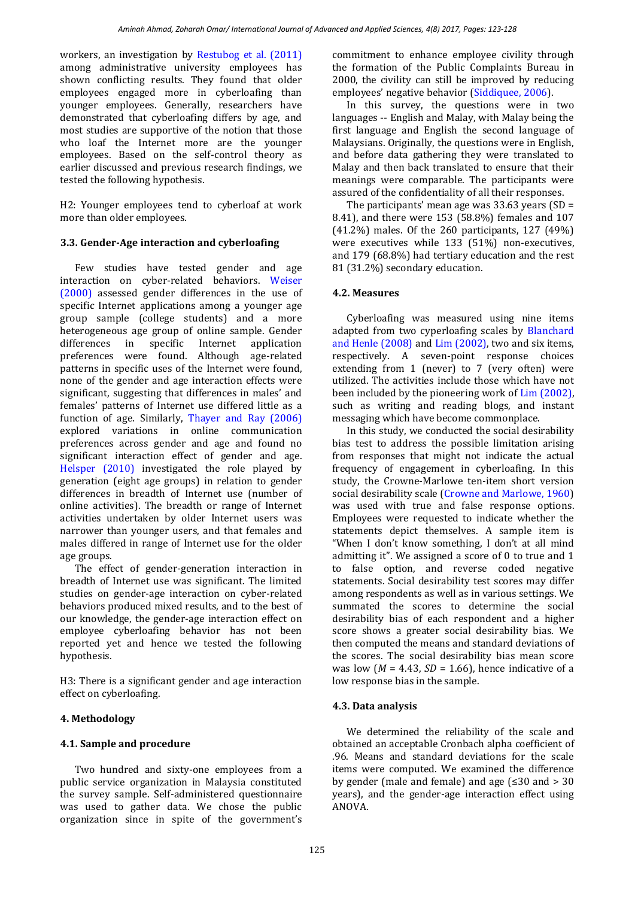workers, an investigation by Restubog et al. (2011) among administrative university employees has shown conflicting results. They found that older employees engaged more in cyberloafing than younger employees. Generally, researchers have demonstrated that cyberloafing differs by age, and most studies are supportive of the notion that those who loaf the Internet more are the younger employees. Based on the self-control theory as earlier discussed and previous research findings, we tested the following hypothesis.

H2: Younger employees tend to cyberloaf at work more than older employees.

### 3.3. Gender-Age interaction and cyberloafing

Few studies have tested gender and age interaction on cyber-related behaviors. Weiser (2000) assessed gender differences in the use of specific Internet applications among a younger age group sample (college students) and a more heterogeneous age group of online sample. Gender differences in specific Internet application preferences were found. Although age-related patterns in specific uses of the Internet were found, none of the gender and age interaction effects were significant, suggesting that differences in males' and females' patterns of Internet use differed little as a function of age. Similarly, Thayer and Ray (2006) explored variations in online communication preferences across gender and age and found no significant interaction effect of gender and age. Helsper (2010) investigated the role played by generation (eight age groups) in relation to gender differences in breadth of Internet use (number of online activities). The breadth or range of Internet activities undertaken by older Internet users was narrower than younger users, and that females and males differed in range of Internet use for the older age groups.

The effect of gender-generation interaction in breadth of Internet use was significant. The limited studies on gender-age interaction on cyber-related behaviors produced mixed results, and to the best of our knowledge, the gender-age interaction effect on employee cyberloafing behavior has not been reported yet and hence we tested the following hypothesis.

H3: There is a significant gender and age interaction effect on cyberloafing.

## 4. Methodology

### 4.1. Sample and procedure

Two hundred and sixty-one employees from a public service organization in Malaysia constituted the survey sample. Self-administered questionnaire was used to gather data. We chose the public organization since in spite of the government's commitment to enhance employee civility through the formation of the Public Complaints Bureau in 2000, the civility can still be improved by reducing employees' negative behavior (Siddiquee, 2006).

In this survey, the questions were in two languages -- English and Malay, with Malay being the first language and English the second language of Malaysians. Originally, the questions were in English, and before data gathering they were translated to Malay and then back translated to ensure that their meanings were comparable. The participants were assured of the confidentiality of all their responses.

The participants' mean age was 33.63 years (SD = 8.41), and there were 153 (58.8%) females and 107 (41.2%) males. Of the 260 participants, 127 (49%) were executives while 133 (51%) non-executives, and 179 (68.8%) had tertiary education and the rest 81 (31.2%) secondary education.

### 4.2. Measures

Cyberloafing was measured using nine items adapted from two cyperloafing scales by Blanchard and Henle (2008) and Lim (2002), two and six items, respectively. A seven-point response choices extending from 1 (never) to 7 (very often) were utilized. The activities include those which have not been included by the pioneering work of Lim (2002), such as writing and reading blogs, and instant messaging which have become commonplace.

In this study, we conducted the social desirability bias test to address the possible limitation arising from responses that might not indicate the actual frequency of engagement in cyberloafing. In this study, the Crowne-Marlowe ten-item short version social desirability scale (Crowne and Marlowe, 1960) was used with true and false response options. Employees were requested to indicate whether the statements depict themselves. A sample item is "When I don't know something, I don't at all mind admitting it". We assigned a score of 0 to true and 1 to false option, and reverse coded negative statements. Social desirability test scores may differ among respondents as well as in various settings. We summated the scores to determine the social desirability bias of each respondent and a higher score shows a greater social desirability bias. We then computed the means and standard deviations of the scores. The social desirability bias mean score was low ($M$ = 4.43, $SD$ = 1.66), hence indicative of a low response bias in the sample.

### 4.3. Data analysis

We determined the reliability of the scale and obtained an acceptable Cronbach alpha coefficient of .96. Means and standard deviations for the scale items were computed. We examined the difference by gender (male and female) and age (≤30 and > 30 years), and the gender-age interaction effect using ANOVA.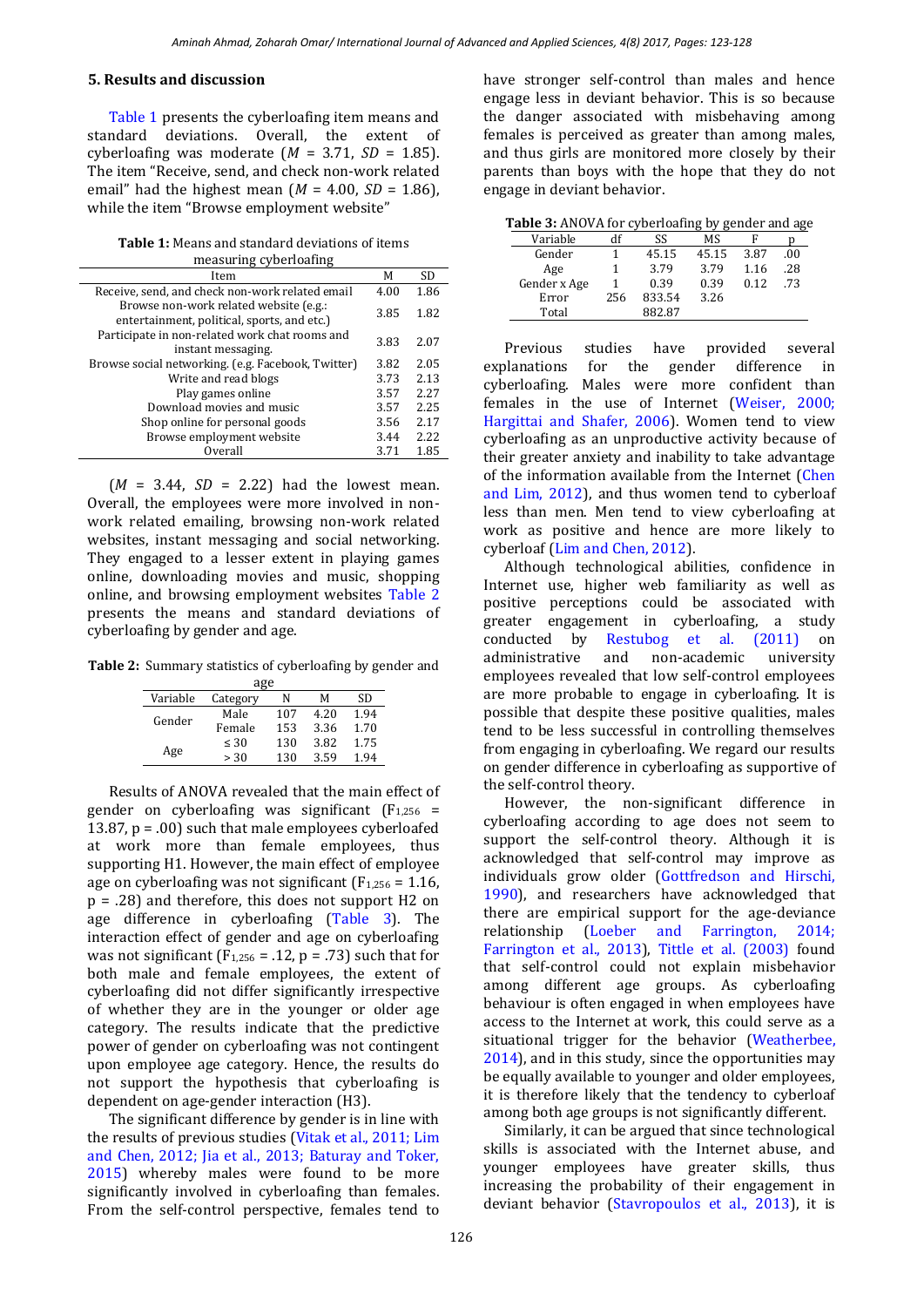## 5. Results and discussion

Table 1 presents the cyberloafing item means and standard deviations. Overall, the extent of cyberloafing was moderate (*M* = 3.71, *SD* = 1.85). The item "Receive, send, and check non-work related email" had the highest mean (*M* = 4.00, *SD* = 1.86), while the item "Browse employment website" (*M* = 3.44, *SD* = 2.22) had the lowest mean. Overall, the employees were more involved in non-work related emailing, browsing non-work related websites, instant messaging and social networking. They engaged to a lesser extent in playing games online, downloading movies and music, shopping online, and browsing employment websites Table 2 presents the means and standard deviations of cyberloafing by gender and age.

**Table 1:** Means and standard deviations of items measuring cyberloafing

| Item | M | SD |
|---|---|---|
| Receive, send, and check non-work related email | 4.00 | 1.86 |
| Browse non-work related website (e.g.: entertainment, political, sports, and etc.) | 3.85 | 1.82 |
| Participate in non-related work chat rooms and instant messaging. | 3.83 | 2.07 |
| Browse social networking. (e.g. Facebook, Twitter) | 3.82 | 2.05 |
| Write and read blogs | 3.73 | 2.13 |
| Play games online | 3.57 | 2.27 |
| Download movies and music | 3.57 | 2.25 |
| Shop online for personal goods | 3.56 | 2.17 |
| Browse employment website | 3.44 | 2.22 |
| Overall | 3.71 | 1.85 |

**Table 2:** Summary statistics of cyberloafing by gender and age

| Variable | Category | N | M | SD |
|---|---|---|---|---|
| Gender | Male | 107 | 4.20 | 1.94 |
| | Female | 153 | 3.36 | 1.70 |
| Age | ≤ 30 | 130 | 3.82 | 1.75 |
| | > 30 | 130 | 3.59 | 1.94 |

Results of ANOVA revealed that the main effect of gender on cyberloafing was significant ($F_{1,256}$ = 13.87, p = .00) such that male employees cyberloafed at work more than female employees, thus supporting H1. However, the main effect of employee age on cyberloafing was not significant ($F_{1,256}$ = 1.16, p = .28) and therefore, this does not support H2 on age difference in cyberloafing (Table 3). The interaction effect of gender and age on cyberloafing was not significant ($F_{1,256}$ = .12, p = .73) such that for both male and female employees, the extent of cyberloafing did not differ significantly irrespective of whether they are in the younger or older age category. The results indicate that the predictive power of gender on cyberloafing was not contingent upon employee age category. Hence, the results do not support the hypothesis that cyberloafing is dependent on age-gender interaction (H3).

The significant difference by gender is in line with the results of previous studies (Vitak et al., 2011; Lim and Chen, 2012; Jia et al., 2013; Baturay and Toker, 2015) whereby males were found to be more significantly involved in cyberloafing than females. From the self-control perspective, females tend to have stronger self-control than males and hence engage less in deviant behavior. This is so because the danger associated with misbehaving among females is perceived as greater than among males, and thus girls are monitored more closely by their parents than boys with the hope that they do not engage in deviant behavior.

**Table 3:** ANOVA for cyberloafing by gender and age

| Variable | df | SS | MS | F | p |
|---|---|---|---|---|---|
| Gender | 1 | 45.15 | 45.15 | 3.87 | .00 |
| Age | 1 | 3.79 | 3.79 | 1.16 | .28 |
| Gender x Age | 1 | 0.39 | 0.39 | 0.12 | .73 |
| Error | 256 | 833.54 | 3.26 | | |
| Total | | 882.87 | | | |

Previous studies have provided several explanations for the gender difference in cyberloafing. Males were more confident than females in the use of Internet (Weiser, 2000; Hargittai and Shafer, 2006). Women tend to view cyberloafing as an unproductive activity because of their greater anxiety and inability to take advantage of the information available from the Internet (Chen and Lim, 2012), and thus women tend to cyberloaf less than men. Men tend to view cyberloafing at work as positive and hence are more likely to cyberloaf (Lim and Chen, 2012).

Although technological abilities, confidence in Internet use, higher web familiarity as well as positive perceptions could be associated with greater engagement in cyberloafing, a study conducted by Restubog et al. (2011) on administrative and non-academic university employees revealed that low self-control employees are more probable to engage in cyberloafing. It is possible that despite these positive qualities, males tend to be less successful in controlling themselves from engaging in cyberloafing. We regard our results on gender difference in cyberloafing as supportive of the self-control theory.

However, the non-significant difference in cyberloafing according to age does not seem to support the self-control theory. Although it is acknowledged that self-control may improve as individuals grow older (Gottfredson and Hirschi, 1990), and researchers have acknowledged that there are empirical support for the age-deviance relationship (Loeber and Farrington, 2014; Farrington et al., 2013), Tittle et al. (2003) found that self-control could not explain misbehavior among different age groups. As cyberloafing behaviour is often engaged in when employees have access to the Internet at work, this could serve as a situational trigger for the behavior (Weatherbee, 2014), and in this study, since the opportunities may be equally available to younger and older employees, it is therefore likely that the tendency to cyberloaf among both age groups is not significantly different.

Similarly, it can be argued that since technological skills is associated with the Internet abuse, and younger employees have greater skills, thus increasing the probability of their engagement in deviant behavior (Stavropoulos et al., 2013), it is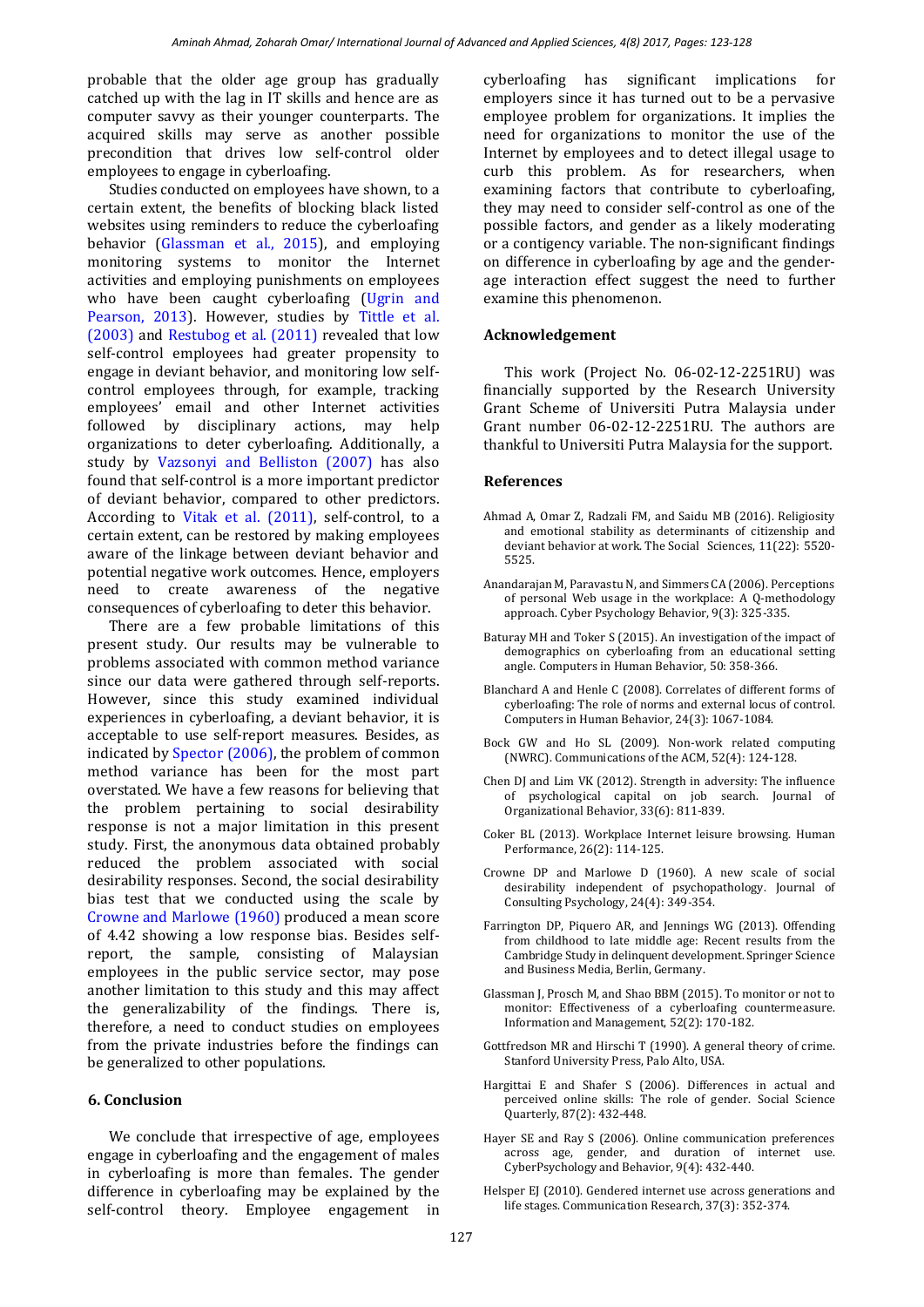probable that the older age group has gradually catched up with the lag in IT skills and hence are as computer savvy as their younger counterparts. The acquired skills may serve as another possible precondition that drives low self-control older employees to engage in cyberloafing.

Studies conducted on employees have shown, to a certain extent, the benefits of blocking black listed websites using reminders to reduce the cyberloafing behavior (Glassman et al., 2015), and employing monitoring systems to monitor the Internet activities and employing punishments on employees who have been caught cyberloafing (Ugrin and Pearson, 2013). However, studies by Tittle et al. (2003) and Restubog et al. (2011) revealed that low self-control employees had greater propensity to engage in deviant behavior, and monitoring low self-control employees through, for example, tracking employees' email and other Internet activities followed by disciplinary actions, may help organizations to deter cyberloafing. Additionally, a study by Vazsonyi and Belliston (2007) has also found that self-control is a more important predictor of deviant behavior, compared to other predictors. According to Vitak et al. (2011), self-control, to a certain extent, can be restored by making employees aware of the linkage between deviant behavior and potential negative work outcomes. Hence, employers need to create awareness of the negative consequences of cyberloafing to deter this behavior.

There are a few probable limitations of this present study. Our results may be vulnerable to problems associated with common method variance since our data were gathered through self-reports. However, since this study examined individual experiences in cyberloafing, a deviant behavior, it is acceptable to use self-report measures. Besides, as indicated by Spector (2006), the problem of common method variance has been for the most part overstated. We have a few reasons for believing that the problem pertaining to social desirability response is not a major limitation in this present study. First, the anonymous data obtained probably reduced the problem associated with social desirability responses. Second, the social desirability bias test that we conducted using the scale by Crowne and Marlowe (1960) produced a mean score of 4.42 showing a low response bias. Besides self-report, the sample, consisting of Malaysian employees in the public service sector, may pose another limitation to this study and this may affect the generalizability of the findings. There is, therefore, a need to conduct studies on employees from the private industries before the findings can be generalized to other populations.

## 6. Conclusion

We conclude that irrespective of age, employees engage in cyberloafing and the engagement of males in cyberloafing is more than females. The gender difference in cyberloafing may be explained by the self-control theory. Employee engagement in cyberloafing has significant implications for employers since it has turned out to be a pervasive employee problem for organizations. It implies the need for organizations to monitor the use of the Internet by employees and to detect illegal usage to curb this problem. As for researchers, when examining factors that contribute to cyberloafing, they may need to consider self-control as one of the possible factors, and gender as a likely moderating or a contigency variable. The non-significant findings on difference in cyberloafing by age and the gender-age interaction effect suggest the need to further examine this phenomenon.

## Acknowledgement

This work (Project No. 06-02-12-2251RU) was financially supported by the Research University Grant Scheme of Universiti Putra Malaysia under Grant number 06-02-12-2251RU. The authors are thankful to Universiti Putra Malaysia for the support.

## References

Ahmad A, Omar Z, Radzali FM, and Saidu MB (2016). Religiosity and emotional stability as determinants of citizenship and deviant behavior at work. The Social Sciences, 11(22): 5520-5525.

Anandarajan M, Paravastu N, and Simmers CA (2006). Perceptions of personal Web usage in the workplace: A Q-methodology approach. Cyber Psychology Behavior, 9(3): 325-335.

Baturay MH and Toker S (2015). An investigation of the impact of demographics on cyberloafing from an educational setting angle. Computers in Human Behavior, 50: 358-366.

Blanchard A and Henle C (2008). Correlates of different forms of cyberloafing: The role of norms and external locus of control. Computers in Human Behavior, 24(3): 1067-1084.

Bock GW and Ho SL (2009). Non-work related computing (NWRC). Communications of the ACM, 52(4): 124-128.

Chen DJ and Lim VK (2012). Strength in adversity: The influence of psychological capital on job search. Journal of Organizational Behavior, 33(6): 811-839.

Coker BL (2013). Workplace Internet leisure browsing. Human Performance, 26(2): 114-125.

Crowne DP and Marlowe D (1960). A new scale of social desirability independent of psychopathology. Journal of Consulting Psychology, 24(4): 349-354.

Farrington DP, Piquero AR, and Jennings WG (2013). Offending from childhood to late middle age: Recent results from the Cambridge Study in delinquent development. Springer Science and Business Media, Berlin, Germany.

Glassman J, Prosch M, and Shao BBM (2015). To monitor or not to monitor: Effectiveness of a cyberloafing countermeasure. Information and Management, 52(2): 170-182.

Gottfredson MR and Hirschi T (1990). A general theory of crime. Stanford University Press, Palo Alto, USA.

Hargittai E and Shafer S (2006). Differences in actual and perceived online skills: The role of gender. Social Science Quarterly, 87(2): 432-448.

Hayer SE and Ray S (2006). Online communication preferences across age, gender, and duration of internet use. CyberPsychology and Behavior, 9(4): 432-440.

Helsper EJ (2010). Gendered internet use across generations and life stages. Communication Research, 37(3): 352-374.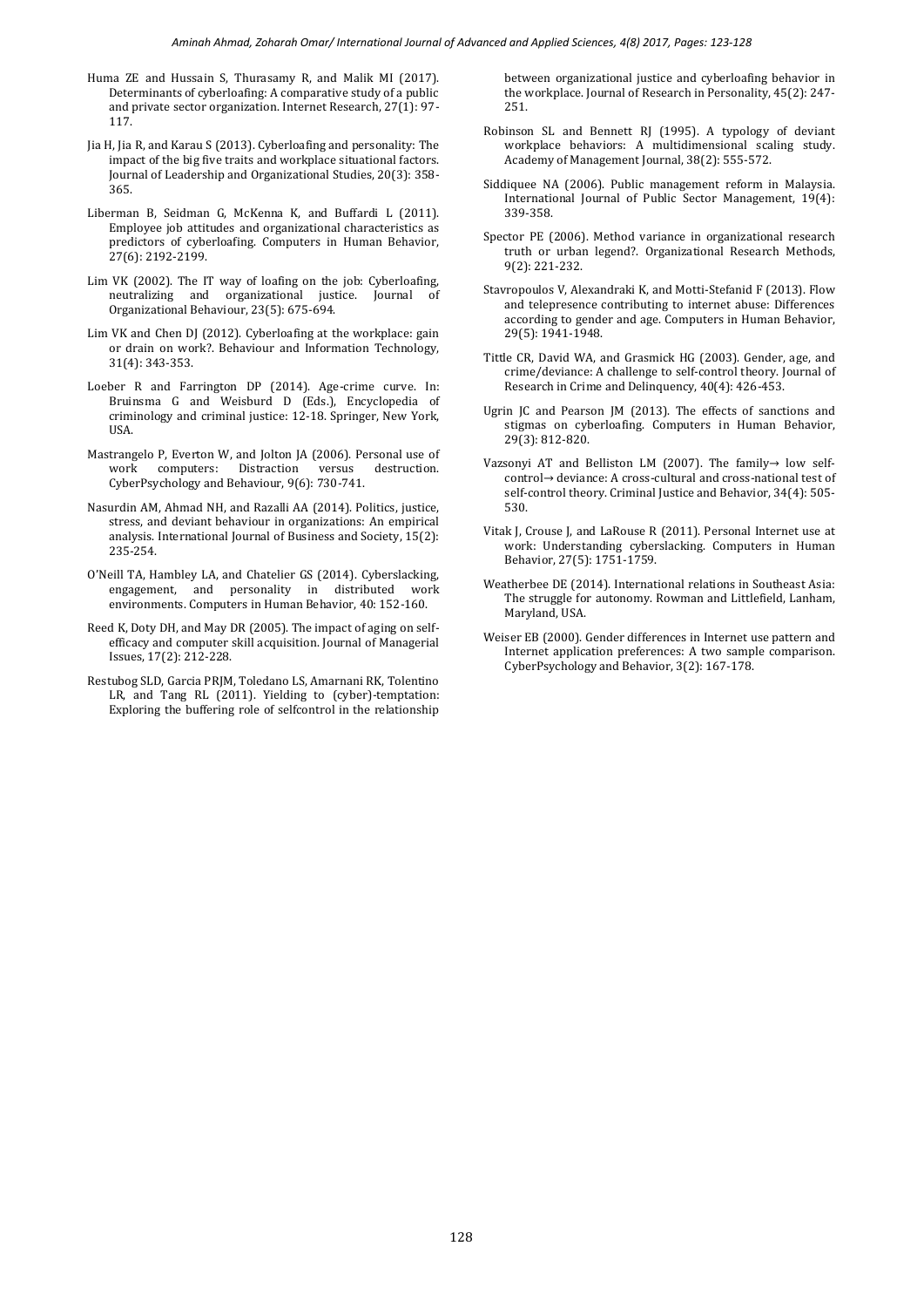Huma ZE and Hussain S, Thurasamy R, and Malik MI (2017). Determinants of cyberloafing: A comparative study of a public and private sector organization. Internet Research, 27(1): 97-117.

Jia H, Jia R, and Karau S (2013). Cyberloafing and personality: The impact of the big five traits and workplace situational factors. Journal of Leadership and Organizational Studies, 20(3): 358-365.

Liberman B, Seidman G, McKenna K, and Buffardi L (2011). Employee job attitudes and organizational characteristics as predictors of cyberloafing. Computers in Human Behavior, 27(6): 2192-2199.

Lim VK (2002). The IT way of loafing on the job: Cyberloafing, neutralizing and organizational justice. Journal of Organizational Behaviour, 23(5): 675-694.

Lim VK and Chen DJ (2012). Cyberloafing at the workplace: gain or drain on work?. Behaviour and Information Technology, 31(4): 343-353.

Loeber R and Farrington DP (2014). Age-crime curve. In: Bruinsma G and Weisburd D (Eds.), Encyclopedia of criminology and criminal justice: 12-18. Springer, New York, USA.

Mastrangelo P, Everton W, and Jolton JA (2006). Personal use of work computers: Distraction versus destruction. CyberPsychology and Behaviour, 9(6): 730-741.

Nasurdin AM, Ahmad NH, and Razalli AA (2014). Politics, justice, stress, and deviant behaviour in organizations: An empirical analysis. International Journal of Business and Society, 15(2): 235-254.

O'Neill TA, Hambley LA, and Chatelier GS (2014). Cyberslacking, engagement, and personality in distributed work environments. Computers in Human Behavior, 40: 152-160.

Reed K, Doty DH, and May DR (2005). The impact of aging on self-efficacy and computer skill acquisition. Journal of Managerial Issues, 17(2): 212-228.

Restubog SLD, Garcia PRJM, Toledano LS, Amarnani RK, Tolentino LR, and Tang RL (2011). Yielding to (cyber)-temptation: Exploring the buffering role of selfcontrol in the relationship between organizational justice and cyberloafing behavior in the workplace. Journal of Research in Personality, 45(2): 247-251.

Robinson SL and Bennett RJ (1995). A typology of deviant workplace behaviors: A multidimensional scaling study. Academy of Management Journal, 38(2): 555-572.

Siddiquee NA (2006). Public management reform in Malaysia. International Journal of Public Sector Management, 19(4): 339-358.

Spector PE (2006). Method variance in organizational research truth or urban legend?. Organizational Research Methods, 9(2): 221-232.

Stavropoulos V, Alexandraki K, and Motti-Stefanid F (2013). Flow and telepresence contributing to internet abuse: Differences according to gender and age. Computers in Human Behavior, 29(5): 1941-1948.

Tittle CR, David WA, and Grasmick HG (2003). Gender, age, and crime/deviance: A challenge to self-control theory. Journal of Research in Crime and Delinquency, 40(4): 426-453.

Ugrin JC and Pearson JM (2013). The effects of sanctions and stigmas on cyberloafing. Computers in Human Behavior, 29(3): 812-820.

Vazsonyi AT and Belliston LM (2007). The family→ low self-control→ deviance: A cross-cultural and cross-national test of self-control theory. Criminal Justice and Behavior, 34(4): 505-530.

Vitak J, Crouse J, and LaRouse R (2011). Personal Internet use at work: Understanding cyberslacking. Computers in Human Behavior, 27(5): 1751-1759.

Weatherbee DE (2014). International relations in Southeast Asia: The struggle for autonomy. Rowman and Littlefield, Lanham, Maryland, USA.

Weiser EB (2000). Gender differences in Internet use pattern and Internet application preferences: A two sample comparison. CyberPsychology and Behavior, 3(2): 167-178.